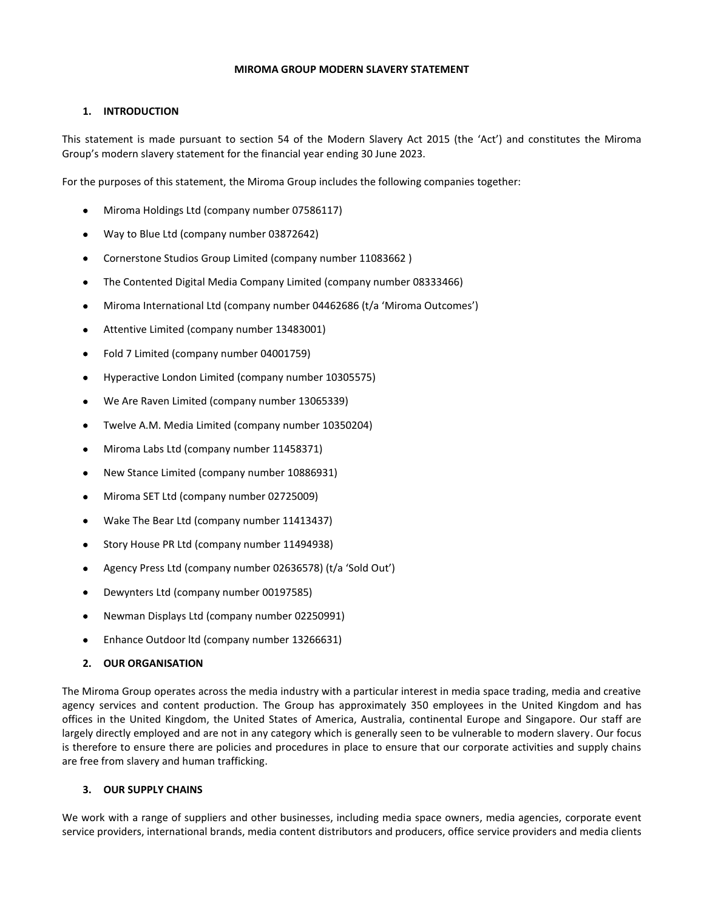# MIROMA GROUP MODERN SLAVERY STATEMENT

## 1. INTRODUCTION

This statement is made pursuant to section 54 of the Modern Slavery Act 2015 (the 'Act') and constitutes the Miroma Group's modern slavery statement for the financial year ending 30 June 2023.

For the purposes of this statement, the Miroma Group includes the following companies together:

- Miroma Holdings Ltd (company number 07586117)
- Way to Blue Ltd (company number 03872642)
- Cornerstone Studios Group Limited (company number 11083662 )
- The Contented Digital Media Company Limited (company number 08333466)
- Miroma International Ltd (company number 04462686 (t/a 'Miroma Outcomes')
- Attentive Limited (company number 13483001)
- Fold 7 Limited (company number 04001759)
- Hyperactive London Limited (company number 10305575)
- We Are Raven Limited (company number 13065339)
- Twelve A.M. Media Limited (company number 10350204)
- Miroma Labs Ltd (company number 11458371)
- New Stance Limited (company number 10886931)
- Miroma SET Ltd (company number 02725009)
- Wake The Bear Ltd (company number 11413437)
- Story House PR Ltd (company number 11494938)
- Agency Press Ltd (company number 02636578) (t/a 'Sold Out')
- Dewynters Ltd (company number 00197585)
- Newman Displays Ltd (company number 02250991)
- Enhance Outdoor ltd (company number 13266631)

## 2. OUR ORGANISATION

The Miroma Group operates across the media industry with a particular interest in media space trading, media and creative agency services and content production. The Group has approximately 350 employees in the United Kingdom and has offices in the United Kingdom, the United States of America, Australia, continental Europe and Singapore. Our staff are largely directly employed and are not in any category which is generally seen to be vulnerable to modern slavery. Our focus is therefore to ensure there are policies and procedures in place to ensure that our corporate activities and supply chains are free from slavery and human trafficking.

## 3. OUR SUPPLY CHAINS

We work with a range of suppliers and other businesses, including media space owners, media agencies, corporate event service providers, international brands, media content distributors and producers, office service providers and media clients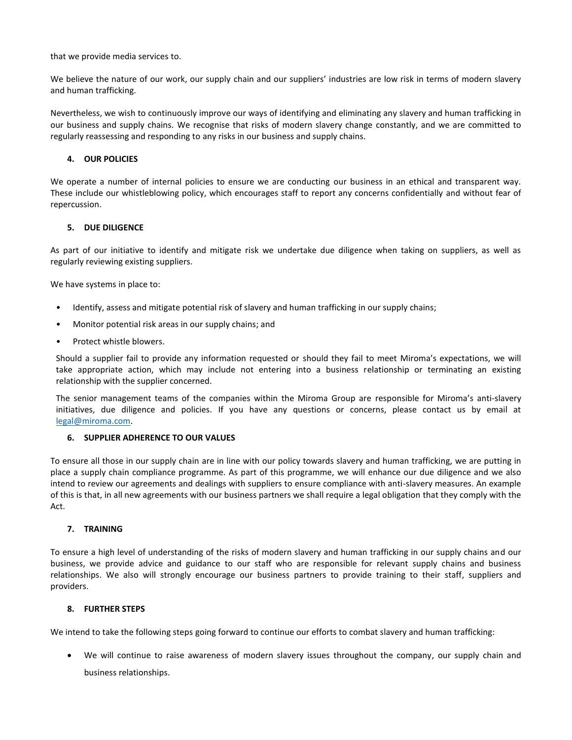that we provide media services to.

We believe the nature of our work, our supply chain and our suppliers' industries are low risk in terms of modern slavery and human trafficking.

Nevertheless, we wish to continuously improve our ways of identifying and eliminating any slavery and human trafficking in our business and supply chains. We recognise that risks of modern slavery change constantly, and we are committed to regularly reassessing and responding to any risks in our business and supply chains.

## 4. OUR POLICIES

We operate a number of internal policies to ensure we are conducting our business in an ethical and transparent way. These include our whistleblowing policy, which encourages staff to report any concerns confidentially and without fear of repercussion.

## 5. DUE DILIGENCE

As part of our initiative to identify and mitigate risk we undertake due diligence when taking on suppliers, as well as regularly reviewing existing suppliers.

We have systems in place to:

- Identify, assess and mitigate potential risk of slavery and human trafficking in our supply chains;
- Monitor potential risk areas in our supply chains; and
- Protect whistle blowers.

Should a supplier fail to provide any information requested or should they fail to meet Miroma's expectations, we will take appropriate action, which may include not entering into a business relationship or terminating an existing relationship with the supplier concerned.

The senior management teams of the companies within the Miroma Group are responsible for Miroma's anti-slavery initiatives, due diligence and policies. If you have any questions or concerns, please contact us by email at legal@miroma.com.

## 6. SUPPLIER ADHERENCE TO OUR VALUES

To ensure all those in our supply chain are in line with our policy towards slavery and human trafficking, we are putting in place a supply chain compliance programme. As part of this programme, we will enhance our due diligence and we also intend to review our agreements and dealings with suppliers to ensure compliance with anti-slavery measures. An example of this is that, in all new agreements with our business partners we shall require a legal obligation that they comply with the Act.

## 7. TRAINING

To ensure a high level of understanding of the risks of modern slavery and human trafficking in our supply chains and our business, we provide advice and guidance to our staff who are responsible for relevant supply chains and business relationships. We also will strongly encourage our business partners to provide training to their staff, suppliers and providers.

## 8. FURTHER STEPS

We intend to take the following steps going forward to continue our efforts to combat slavery and human trafficking:

- We will continue to raise awareness of modern slavery issues throughout the company, our supply chain and business relationships.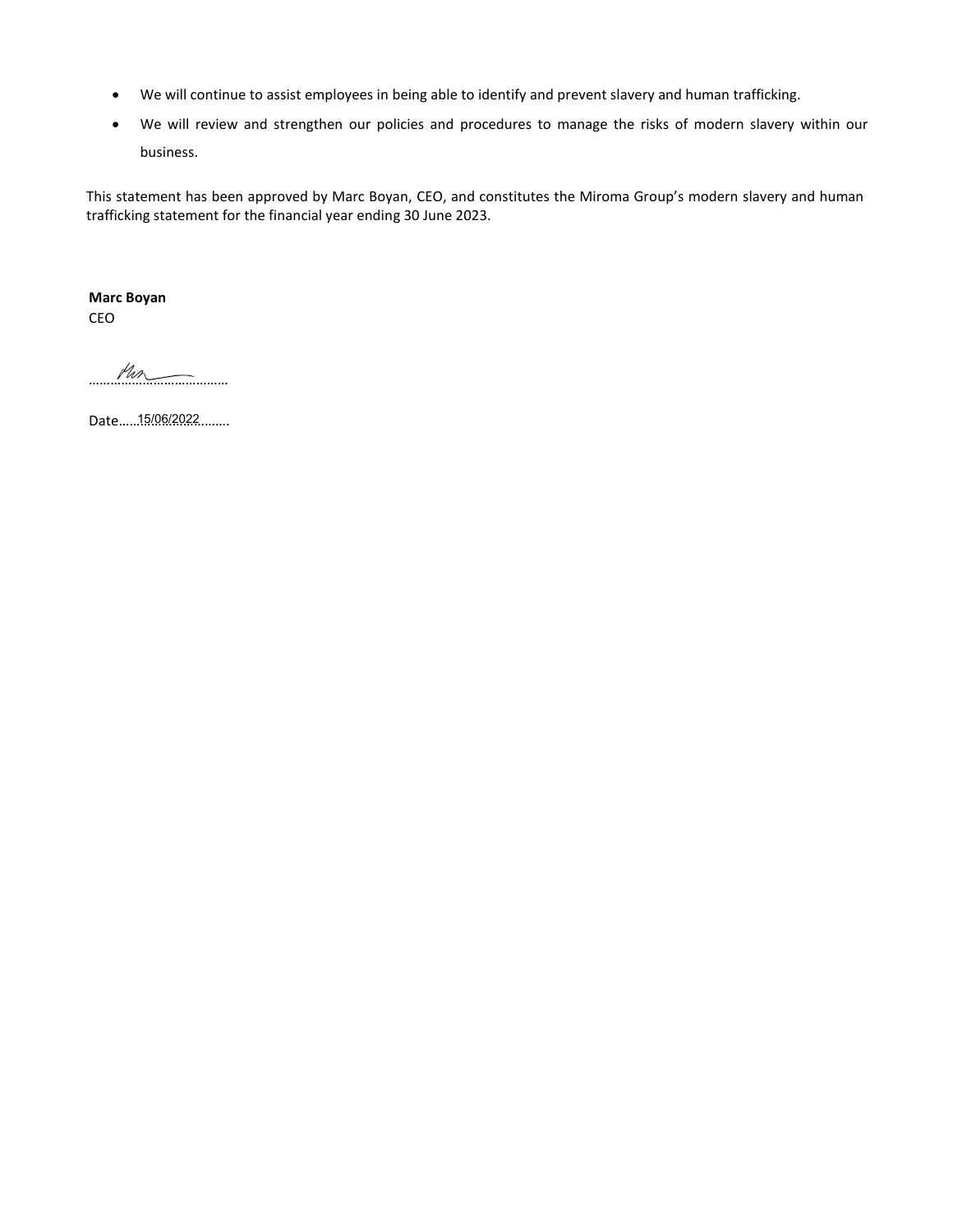- We will continue to assist employees in being able to identify and prevent slavery and human trafficking.
- We will review and strengthen our policies and procedures to manage the risks of modern slavery within our business.

This statement has been approved by Marc Boyan, CEO, and constitutes the Miroma Group's modern slavery and human trafficking statement for the financial year ending 30 June 2023.

**Marc Boyan**
CEO

……………………………….

Date……15/06/2022……..